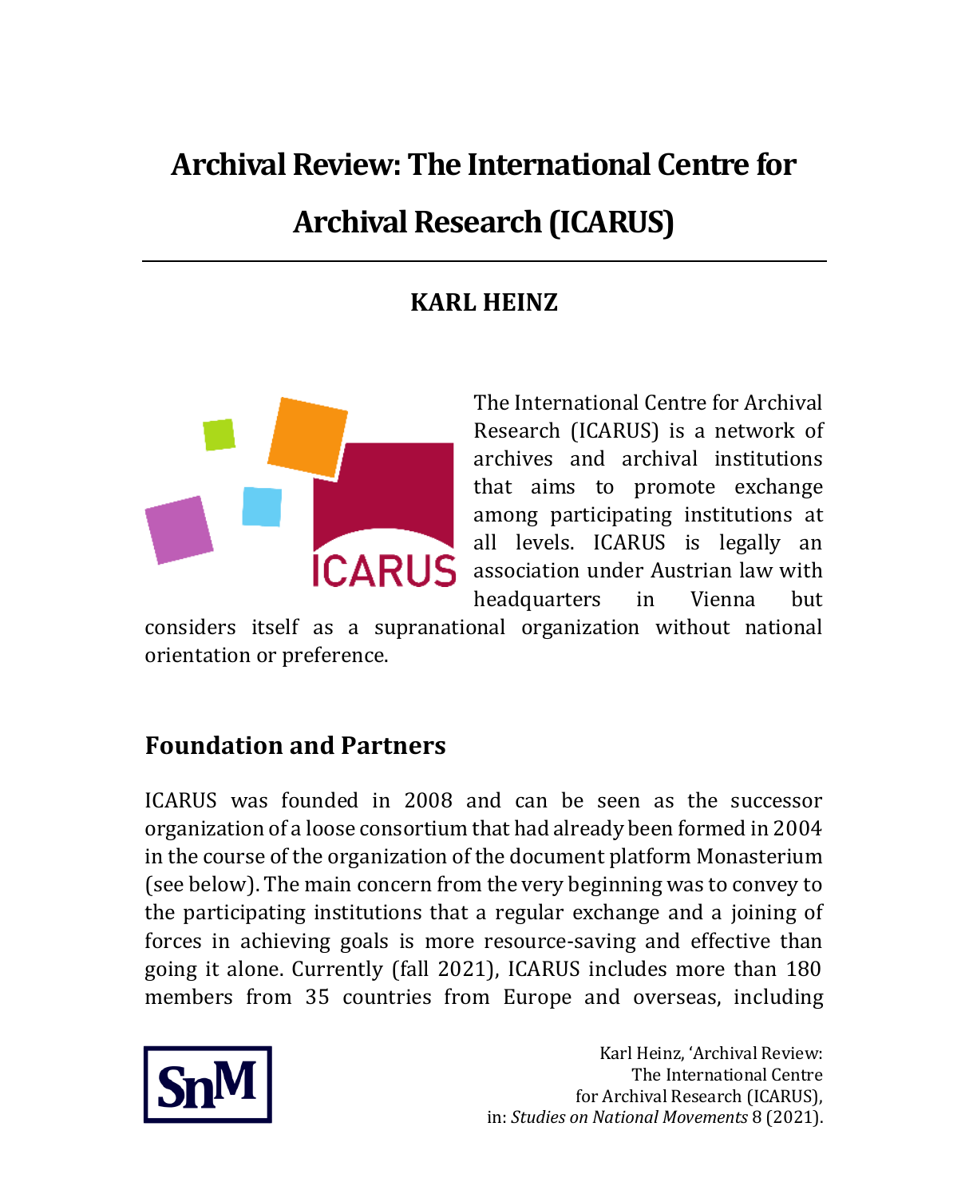# Archival Review: The International Centre for Archival Research (ICARUS)

**KARL HEINZ**

The International Centre for Archival Research (ICARUS) is a network of archives and archival institutions that aims to promote exchange among participating institutions at all levels. ICARUS is legally an association under Austrian law with headquarters in Vienna but considers itself as a supranational organization without national orientation or preference.

## Foundation and Partners

ICARUS was founded in 2008 and can be seen as the successor organization of a loose consortium that had already been formed in 2004 in the course of the organization of the document platform Monasterium (see below). The main concern from the very beginning was to convey to the participating institutions that a regular exchange and a joining of forces in achieving goals is more resource-saving and effective than going it alone. Currently (fall 2021), ICARUS includes more than 180 members from 35 countries from Europe and overseas, including

Karl Heinz, 'Archival Review: The International Centre for Archival Research (ICARUS), in: *Studies on National Movements* 8 (2021).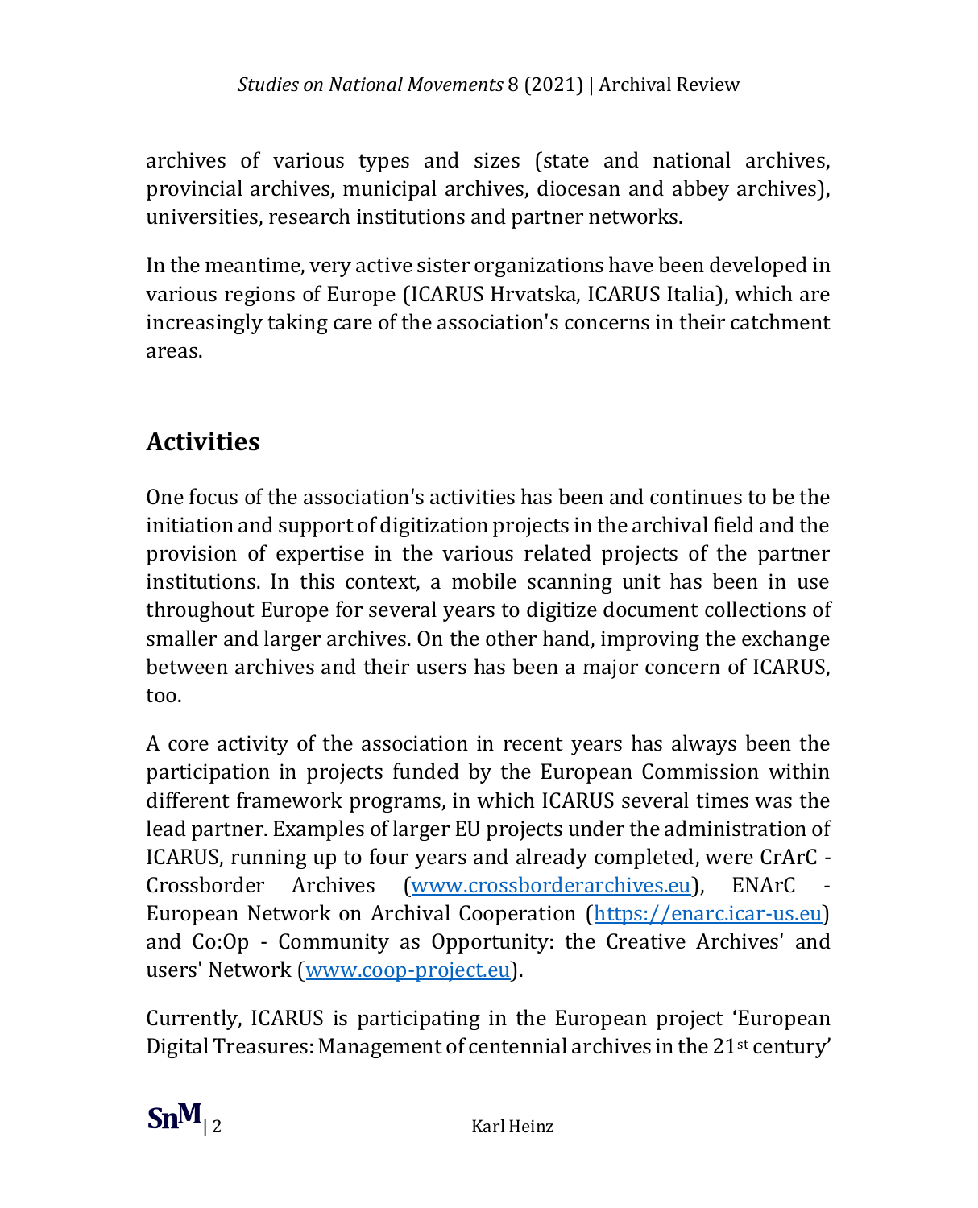archives of various types and sizes (state and national archives, provincial archives, municipal archives, diocesan and abbey archives), universities, research institutions and partner networks.

In the meantime, very active sister organizations have been developed in various regions of Europe (ICARUS Hrvatska, ICARUS Italia), which are increasingly taking care of the association's concerns in their catchment areas.

## Activities

One focus of the association's activities has been and continues to be the initiation and support of digitization projects in the archival field and the provision of expertise in the various related projects of the partner institutions. In this context, a mobile scanning unit has been in use throughout Europe for several years to digitize document collections of smaller and larger archives. On the other hand, improving the exchange between archives and their users has been a major concern of ICARUS, too.

A core activity of the association in recent years has always been the participation in projects funded by the European Commission within different framework programs, in which ICARUS several times was the lead partner. Examples of larger EU projects under the administration of ICARUS, running up to four years and already completed, were CrArC - Crossborder Archives (www.crossborderarchives.eu), ENArC - European Network on Archival Cooperation (https://enarc.icar-us.eu) and Co:Op - Community as Opportunity: the Creative Archives' and users' Network (www.coop-project.eu).

Currently, ICARUS is participating in the European project ‘European Digital Treasures: Management of centennial archives in the 21st century’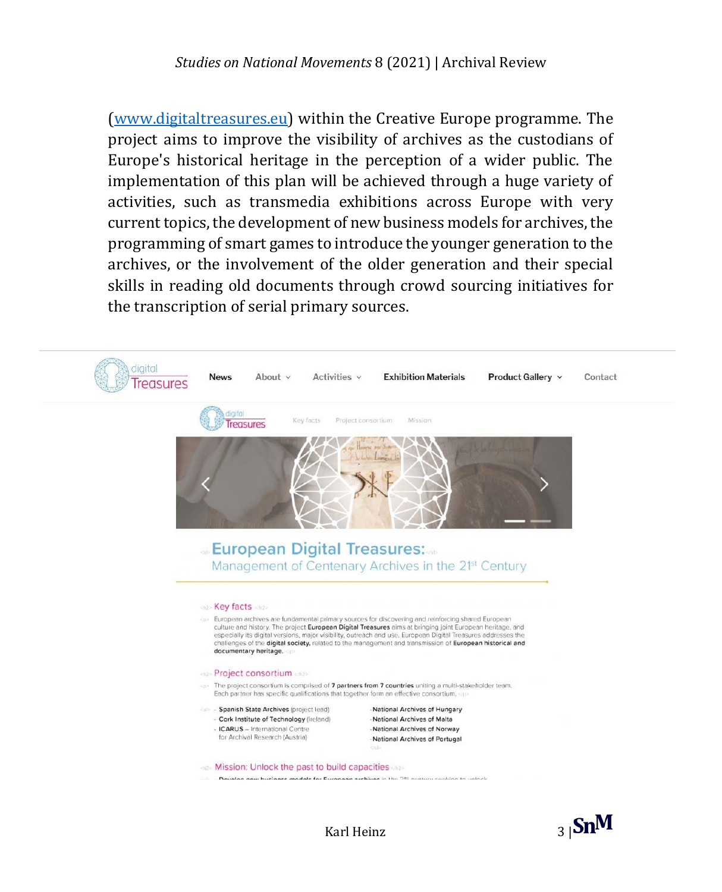(www.digitaltreasures.eu) within the Creative Europe programme. The project aims to improve the visibility of archives as the custodians of Europe's historical heritage in the perception of a wider public. The implementation of this plan will be achieved through a huge variety of activities, such as transmedia exhibitions across Europe with very current topics, the development of new business models for archives, the programming of smart games to introduce the younger generation to the archives, or the involvement of the older generation and their special skills in reading old documents through crowd sourcing initiatives for the transcription of serial primary sources.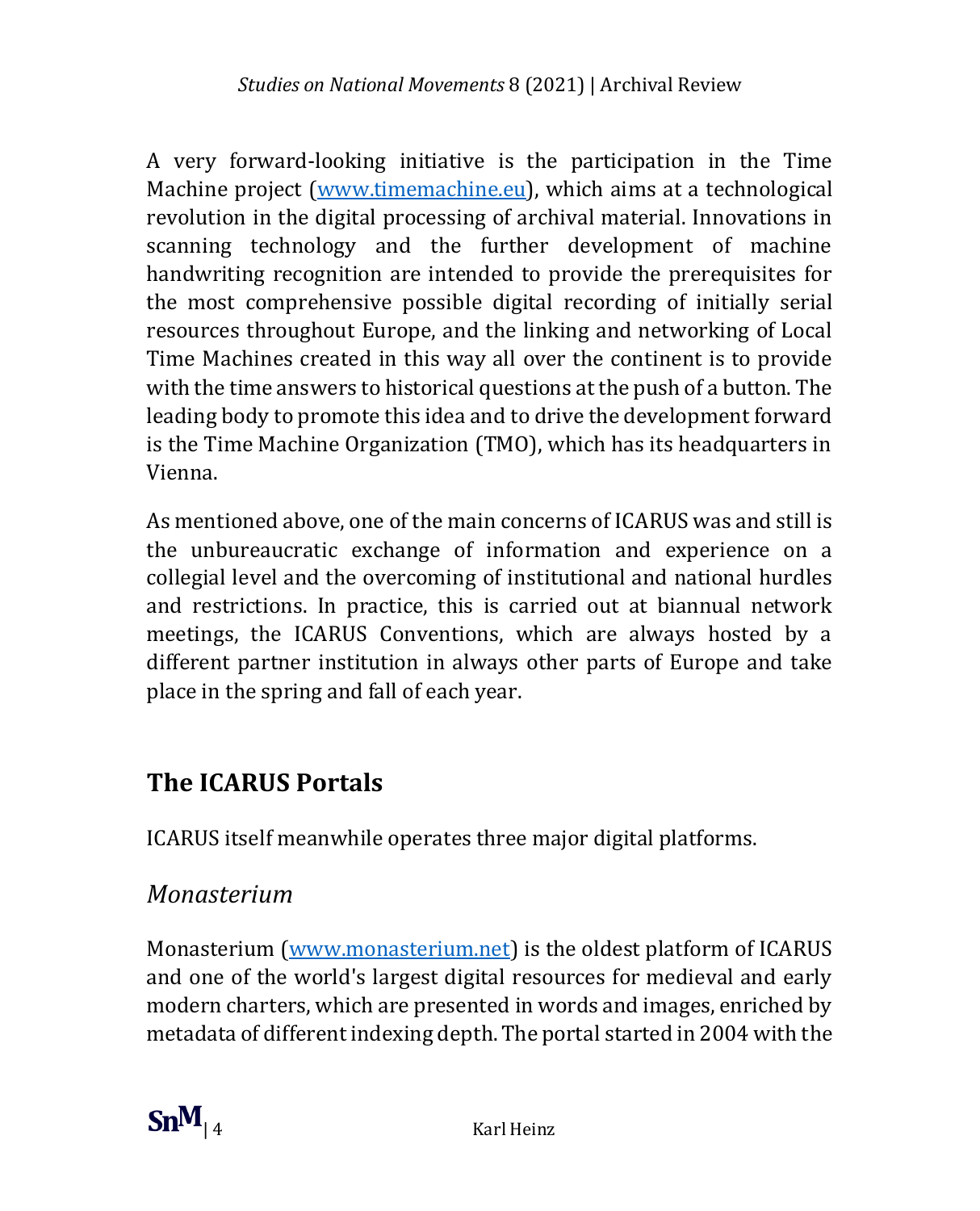A very forward-looking initiative is the participation in the Time Machine project (www.timemachine.eu), which aims at a technological revolution in the digital processing of archival material. Innovations in scanning technology and the further development of machine handwriting recognition are intended to provide the prerequisites for the most comprehensive possible digital recording of initially serial resources throughout Europe, and the linking and networking of Local Time Machines created in this way all over the continent is to provide with the time answers to historical questions at the push of a button. The leading body to promote this idea and to drive the development forward is the Time Machine Organization (TMO), which has its headquarters in Vienna.

As mentioned above, one of the main concerns of ICARUS was and still is the unbureaucratic exchange of information and experience on a collegial level and the overcoming of institutional and national hurdles and restrictions. In practice, this is carried out at biannual network meetings, the ICARUS Conventions, which are always hosted by a different partner institution in always other parts of Europe and take place in the spring and fall of each year.

## The ICARUS Portals

ICARUS itself meanwhile operates three major digital platforms.

### *Monasterium*

Monasterium (www.monasterium.net) is the oldest platform of ICARUS and one of the world's largest digital resources for medieval and early modern charters, which are presented in words and images, enriched by metadata of different indexing depth. The portal started in 2004 with the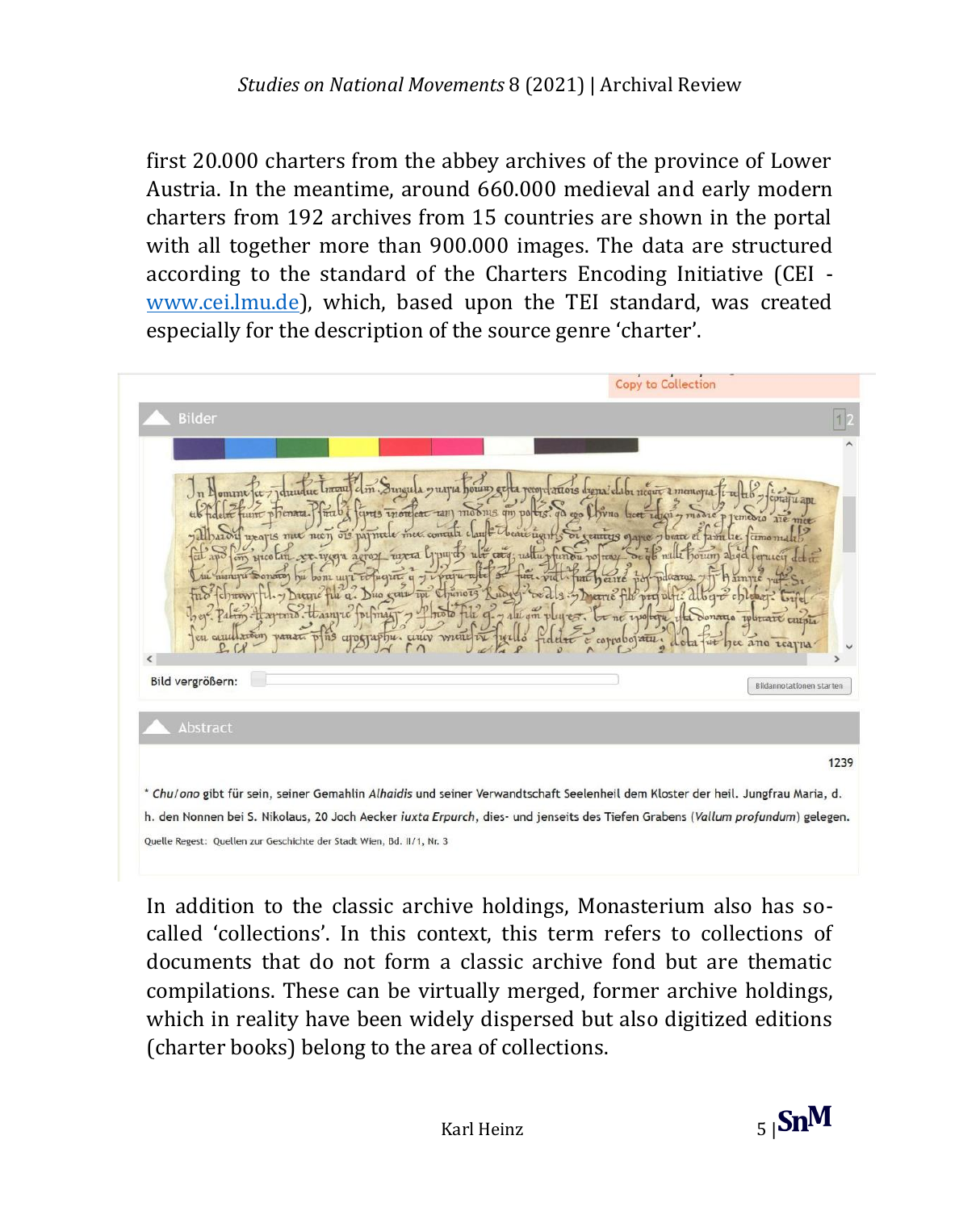first 20.000 charters from the abbey archives of the province of Lower Austria. In the meantime, around 660.000 medieval and early modern charters from 192 archives from 15 countries are shown in the portal with all together more than 900.000 images. The data are structured according to the standard of the Charters Encoding Initiative (CEI - [www.cei.lmu.de](www.cei.lmu.de)), which, based upon the TEI standard, was created especially for the description of the source genre 'charter'.

Copy to Collection

Bilder

Bild vergrößern:

Bildannotationen starten

Abstract

1239

* *Chulono* gibt für sein, seiner Gemahlin *Alhaidis* und seiner Verwandtschaft Seelenheil dem Kloster der heil. Jungfrau Maria, d. h. den Nonnen bei S. Nikolaus, 20 Joch Aecker *iuxta Erpurch*, dies- und jenseits des Tiefen Grabens (*Vallum profundum*) gelegen.

Quelle Regest: Quellen zur Geschichte der Stadt Wien, Bd. II/1, Nr. 3

In addition to the classic archive holdings, Monasterium also has so-called 'collections'. In this context, this term refers to collections of documents that do not form a classic archive fond but are thematic compilations. These can be virtually merged, former archive holdings, which in reality have been widely dispersed but also digitized editions (charter books) belong to the area of collections.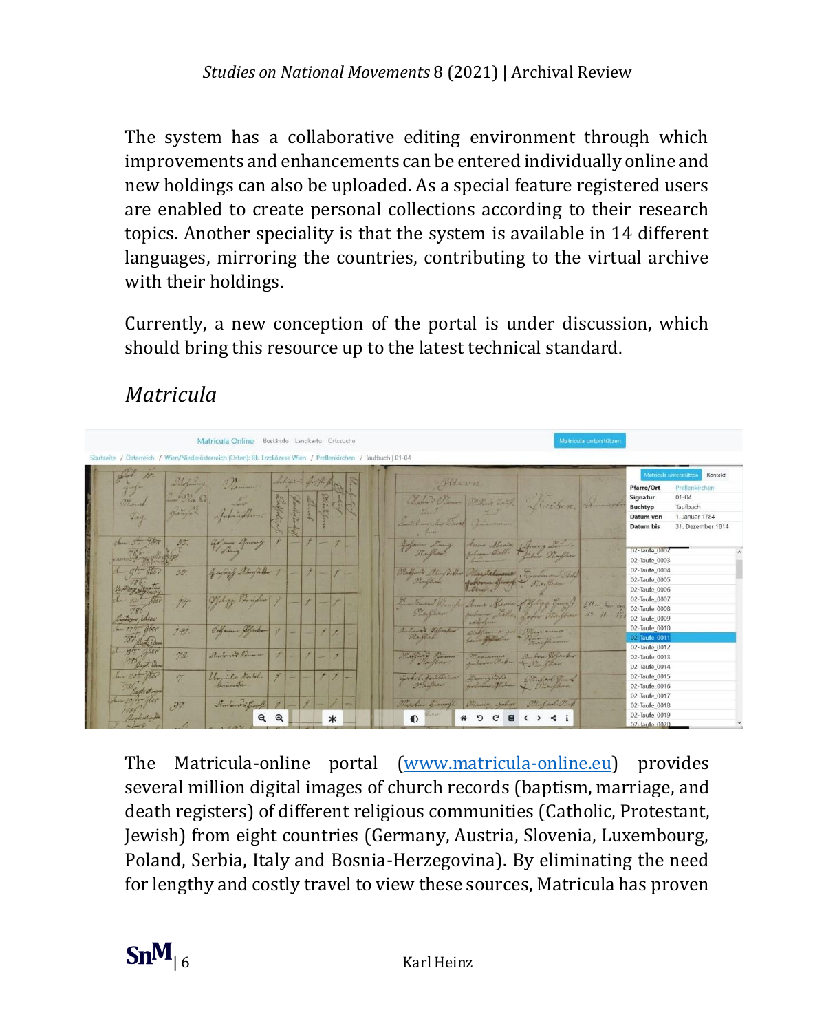The system has a collaborative editing environment through which improvements and enhancements can be entered individually online and new holdings can also be uploaded. As a special feature registered users are enabled to create personal collections according to their research topics. Another speciality is that the system is available in 14 different languages, mirroring the countries, contributing to the virtual archive with their holdings.

Currently, a new conception of the portal is under discussion, which should bring this resource up to the latest technical standard.

## *Matricula*

The Matricula-online portal ([www.matricula-online.eu](http://www.matricula-online.eu)) provides several million digital images of church records (baptism, marriage, and death registers) of different religious communities (Catholic, Protestant, Jewish) from eight countries (Germany, Austria, Slovenia, Luxembourg, Poland, Serbia, Italy and Bosnia-Herzegovina). By eliminating the need for lengthy and costly travel to view these sources, Matricula has proven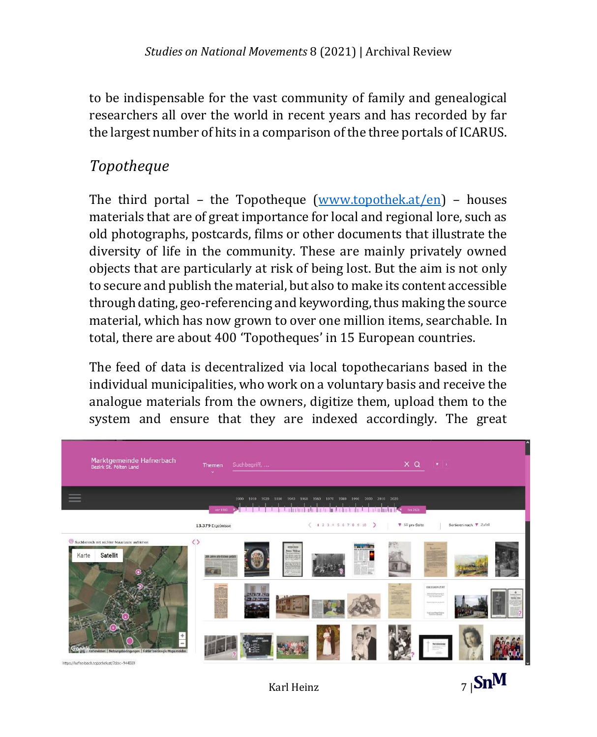to be indispensable for the vast community of family and genealogical researchers all over the world in recent years and has recorded by far the largest number of hits in a comparison of the three portals of ICARUS.

## *Topotheque*

The third portal – the Topotheque ([www.topothek.at/en](www.topothek.at/en)) – houses materials that are of great importance for local and regional lore, such as old photographs, postcards, films or other documents that illustrate the diversity of life in the community. These are mainly privately owned objects that are particularly at risk of being lost. But the aim is not only to secure and publish the material, but also to make its content accessible through dating, geo-referencing and keywording, thus making the source material, which has now grown to over one million items, searchable. In total, there are about 400 'Topotheques' in 15 European countries.

The feed of data is decentralized via local topothecarians based in the individual municipalities, who work on a voluntary basis and receive the analogue materials from the owners, digitize them, upload them to the system and ensure that they are indexed accordingly. The great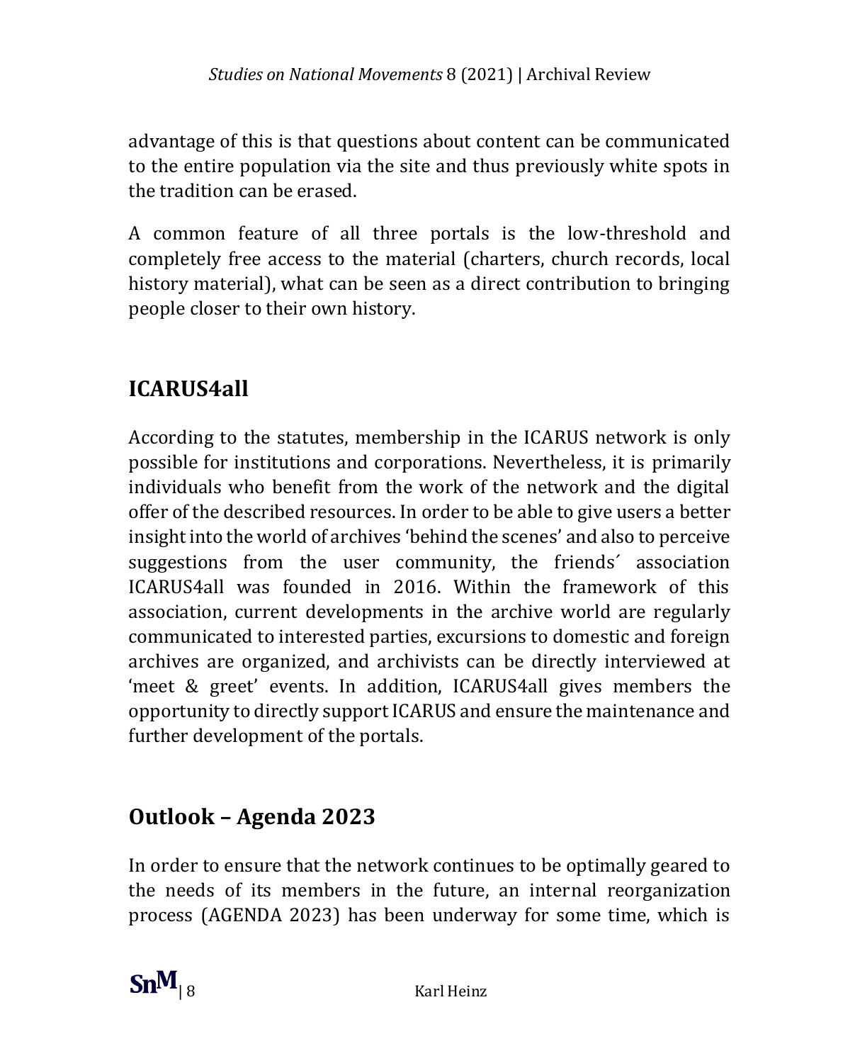advantage of this is that questions about content can be communicated to the entire population via the site and thus previously white spots in the tradition can be erased.

A common feature of all three portals is the low-threshold and completely free access to the material (charters, church records, local history material), what can be seen as a direct contribution to bringing people closer to their own history.

## ICARUS4all

According to the statutes, membership in the ICARUS network is only possible for institutions and corporations. Nevertheless, it is primarily individuals who benefit from the work of the network and the digital offer of the described resources. In order to be able to give users a better insight into the world of archives 'behind the scenes' and also to perceive suggestions from the user community, the friends´ association ICARUS4all was founded in 2016. Within the framework of this association, current developments in the archive world are regularly communicated to interested parties, excursions to domestic and foreign archives are organized, and archivists can be directly interviewed at 'meet & greet' events. In addition, ICARUS4all gives members the opportunity to directly support ICARUS and ensure the maintenance and further development of the portals.

## Outlook – Agenda 2023

In order to ensure that the network continues to be optimally geared to the needs of its members in the future, an internal reorganization process (AGENDA 2023) has been underway for some time, which is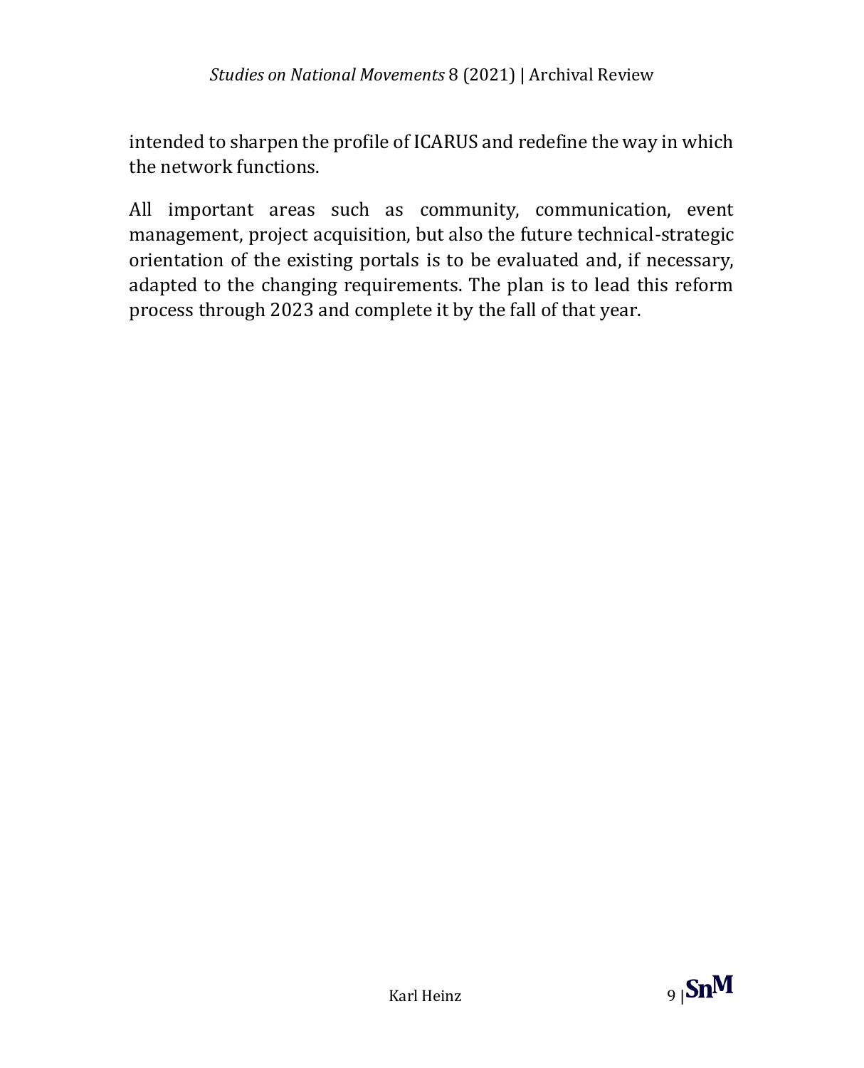intended to sharpen the profile of ICARUS and redefine the way in which the network functions.

All important areas such as community, communication, event management, project acquisition, but also the future technical-strategic orientation of the existing portals is to be evaluated and, if necessary, adapted to the changing requirements. The plan is to lead this reform process through 2023 and complete it by the fall of that year.